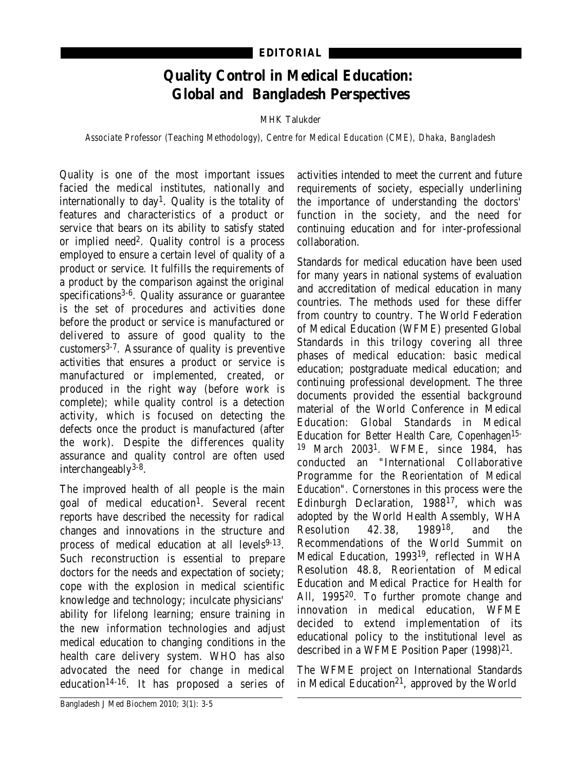EDITORIAL

# Quality Control in Medical Education: Global and Bangladesh Perspectives

MHK Talukder

*Associate Professor (Teaching Methodology), Centre for Medical Education (CME), Dhaka, Bangladesh*

Quality is one of the most important issues facied the medical institutes, nationally and internationally to day[1]. Quality is the totality of features and characteristics of a product or service that bears on its ability to satisfy stated or implied need[2]. Quality control is a process employed to ensure a certain level of quality of a product or service. It fulfills the requirements of a product by the comparison against the original specifications[3-6]. Quality assurance or guarantee is the set of procedures and activities done before the product or service is manufactured or delivered to assure of good quality to the customers[3-7]. Assurance of quality is preventive activities that ensures a product or service is manufactured or implemented, created, or produced in the right way (before work is complete); while quality control is a detection activity, which is focused on detecting the defects once the product is manufactured (after the work). Despite the differences quality assurance and quality control are often used interchangeably[3-8].

The improved health of all people is the main goal of medical education[1]. Several recent reports have described the necessity for radical changes and innovations in the structure and process of medical education at all levels[9-13]. Such reconstruction is essential to prepare doctors for the needs and expectation of society; cope with the explosion in medical scientific knowledge and technology; inculcate physicians' ability for lifelong learning; ensure training in the new information technologies and adjust medical education to changing conditions in the health care delivery system. WHO has also advocated the need for change in medical education[14-16]. It has proposed a series of activities intended to meet the current and future requirements of society, especially underlining the importance of understanding the doctors' function in the society, and the need for continuing education and for inter-professional collaboration.

Standards for medical education have been used for many years in national systems of evaluation and accreditation of medical education in many countries. The methods used for these differ from country to country. The World Federation of Medical Education (WFME) presented Global Standards in this trilogy covering all three phases of medical education: basic medical education; postgraduate medical education; and continuing professional development. The three documents provided the essential background material of the World Conference in Medical Education: Global Standards in Medical Education for Better Health Care, Copenhagen15-19 March 2003[1]. WFME, since 1984, has conducted an "International Collaborative Programme for the Reorientation of Medical Education". Cornerstones in this process were the Edinburgh Declaration, 1988[17], which was adopted by the World Health Assembly, WHA Resolution 42.38, 1989[18], and the Recommendations of the World Summit on Medical Education, 1993[19], reflected in WHA Resolution 48.8, Reorientation of Medical Education and Medical Practice for Health for All, 1995[20]. To further promote change and innovation in medical education, WFME decided to extend implementation of its educational policy to the institutional level as described in a WFME Position Paper (1998)[21].

The WFME project on International Standards in Medical Education[21], approved by the World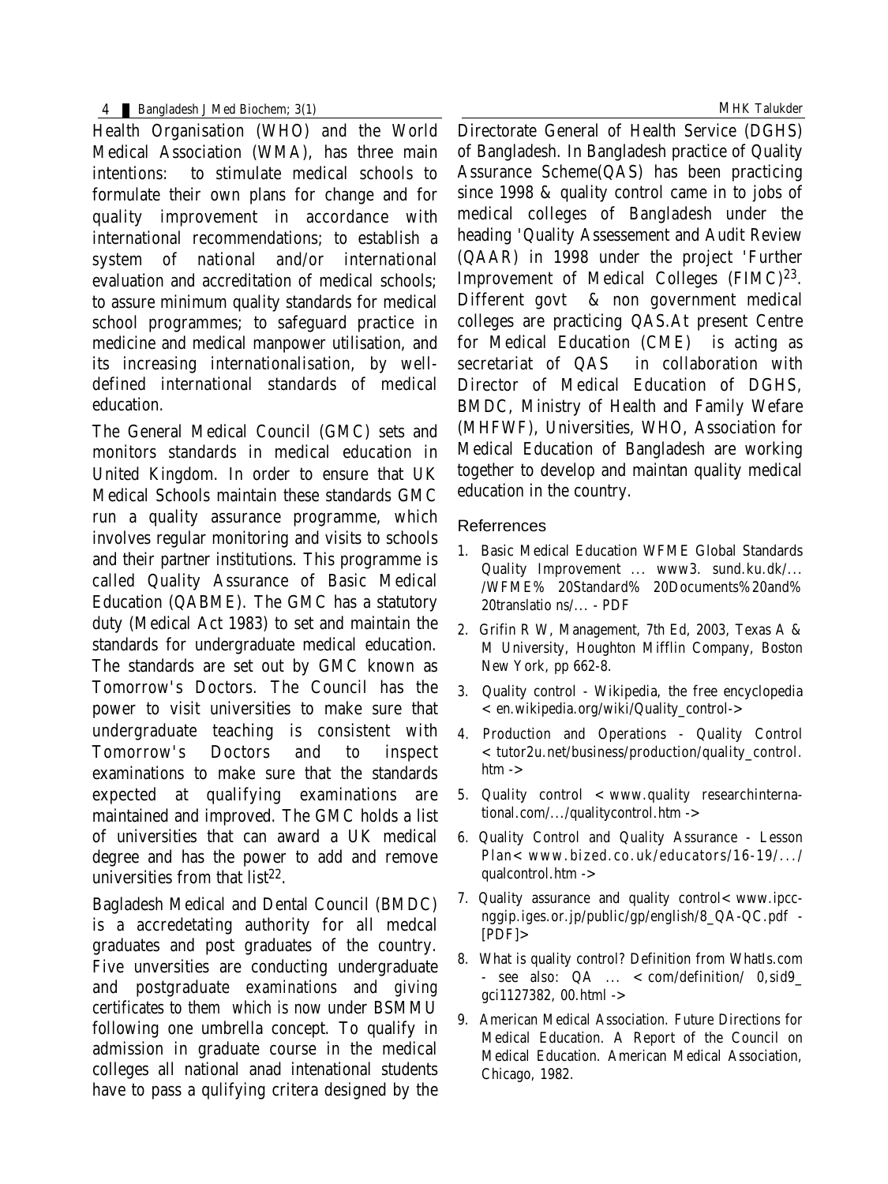Health Organisation (WHO) and the World Medical Association (WMA), has three main intentions: to stimulate medical schools to formulate their own plans for change and for quality improvement in accordance with international recommendations; to establish a system of national and/or international evaluation and accreditation of medical schools; to assure minimum quality standards for medical school programmes; to safeguard practice in medicine and medical manpower utilisation, and its increasing internationalisation, by well-defined international standards of medical education.

The General Medical Council (GMC) sets and monitors standards in medical education in United Kingdom. In order to ensure that UK Medical Schools maintain these standards GMC run a quality assurance programme, which involves regular monitoring and visits to schools and their partner institutions. This programme is called Quality Assurance of Basic Medical Education (QABME). The GMC has a statutory duty (Medical Act 1983) to set and maintain the standards for undergraduate medical education. The standards are set out by GMC known as Tomorrow's Doctors. The Council has the power to visit universities to make sure that undergraduate teaching is consistent with Tomorrow's Doctors and to inspect examinations to make sure that the standards expected at qualifying examinations are maintained and improved. The GMC holds a list of universities that can award a UK medical degree and has the power to add and remove universities from that list[22].

Bagladesh Medical and Dental Council (BMDC) is a accredetating authority for all medcal graduates and post graduates of the country. Five unversities are conducting undergraduate and postgraduate examinations and giving certificates to them which is now under BSMMU following one umbrella concept. To qualify in admission in graduate course in the medical colleges all national anad intenational students have to pass a qulifying critera designed by the Directorate General of Health Service (DGHS) of Bangladesh. In Bangladesh practice of Quality Assurance Scheme(QAS) has been practicing since 1998 & quality control came in to jobs of medical colleges of Bangladesh under the heading 'Quality Assessement and Audit Review (QAAR) in 1998 under the project 'Further Improvement of Medical Colleges (FIMC)[23]. Different govt & non government medical colleges are practicing QAS.At present Centre for Medical Education (CME) is acting as secretariat of QAS in collaboration with Director of Medical Education of DGHS, BMDC, Ministry of Health and Family Wefare (MHFWF), Universities, WHO, Association for Medical Education of Bangladesh are working together to develop and maintan quality medical education in the country.

## Referrences

1. Basic Medical Education WFME Global Standards Quality Improvement ... www3. sund.ku.dk/... /WFME% 20Standard% 20Documents%20and% 20translatio ns/... - PDF
2. Grifin R W, Management, 7th Ed, 2003, Texas A & M University, Houghton Mifflin Company, Boston New York, pp 662-8.
3. Quality control - Wikipedia, the free encyclopedia < en.wikipedia.org/wiki/Quality_control->
4. Production and Operations - Quality Control < tutor2u.net/business/production/quality_control. htm ->
5. Quality control < www.quality researchinternational.com/.../qualitycontrol.htm ->
6. Quality Control and Quality Assurance - Lesson Plan< www.bized.co.uk/educators/16-19/.../ qualcontrol.htm ->
7. Quality assurance and quality control< www.ipcc-nggip.iges.or.jp/public/gp/english/8_QA-QC.pdf - [PDF]>
8. What is quality control? Definition from WhatIs.com - see also: QA ... < com/definition/ 0,sid9_ gci1127382, 00.html ->
9. American Medical Association. Future Directions for Medical Education. A Report of the Council on Medical Education. American Medical Association, Chicago, 1982.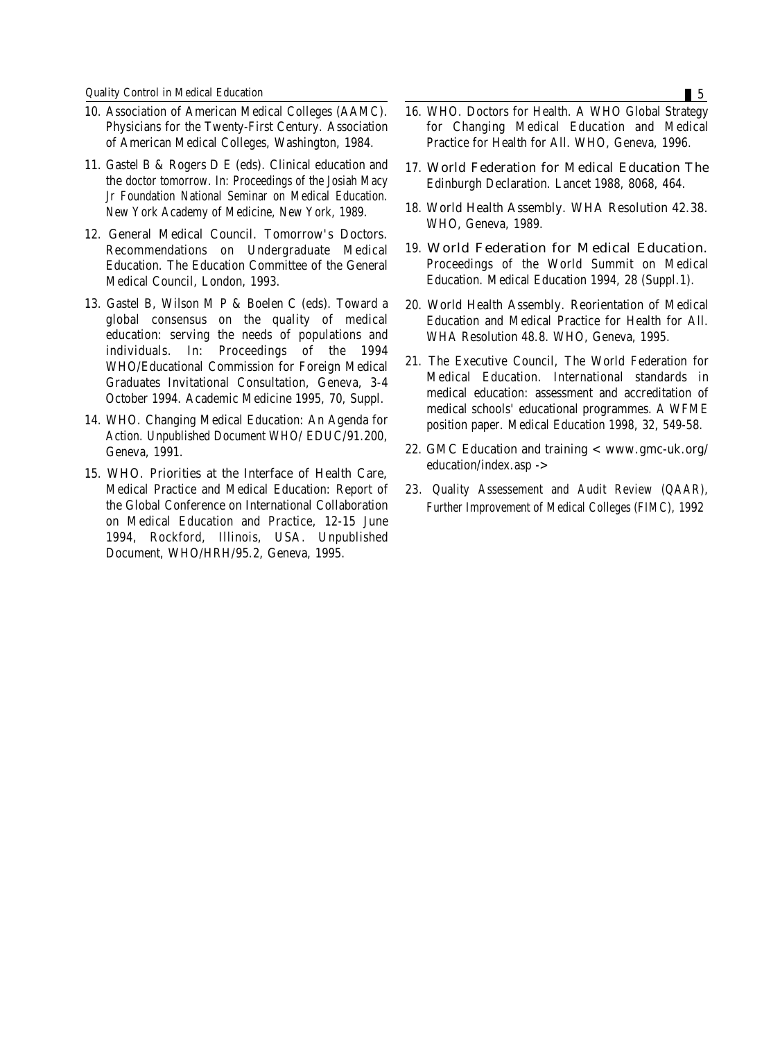10. Association of American Medical Colleges (AAMC). Physicians for the Twenty-First Century. Association of American Medical Colleges, Washington, 1984.

11. Gastel B & Rogers D E (eds). Clinical education and the doctor tomorrow. In: Proceedings of the Josiah Macy Jr Foundation National Seminar on Medical Education. New York Academy of Medicine, New York, 1989.

12. General Medical Council. Tomorrow's Doctors. Recommendations on Undergraduate Medical Education. The Education Committee of the General Medical Council, London, 1993.

13. Gastel B, Wilson M P & Boelen C (eds). Toward a global consensus on the quality of medical education: serving the needs of populations and individuals. In: Proceedings of the 1994 WHO/Educational Commission for Foreign Medical Graduates Invitational Consultation, Geneva, 3-4 October 1994. Academic Medicine 1995, 70, Suppl.

14. WHO. Changing Medical Education: An Agenda for Action. Unpublished Document WHO/ EDUC/91.200, Geneva, 1991.

15. WHO. Priorities at the Interface of Health Care, Medical Practice and Medical Education: Report of the Global Conference on International Collaboration on Medical Education and Practice, 12-15 June 1994, Rockford, Illinois, USA. Unpublished Document, WHO/HRH/95.2, Geneva, 1995.

16. WHO. Doctors for Health. A WHO Global Strategy for Changing Medical Education and Medical Practice for Health for All. WHO, Geneva, 1996.

17. World Federation for Medical Education The Edinburgh Declaration. Lancet 1988, 8068, 464.

18. World Health Assembly. WHA Resolution 42.38. WHO, Geneva, 1989.

19. World Federation for Medical Education. Proceedings of the World Summit on Medical Education. Medical Education 1994, 28 (Suppl.1).

20. World Health Assembly. Reorientation of Medical Education and Medical Practice for Health for All. WHA Resolution 48.8. WHO, Geneva, 1995.

21. The Executive Council, The World Federation for Medical Education. International standards in medical education: assessment and accreditation of medical schools' educational programmes. A WFME position paper. Medical Education 1998, 32, 549-58.

22. GMC Education and training < www.gmc-uk.org/ education/index.asp ->

23. Quality Assessement and Audit Review (QAAR), Further Improvement of Medical Colleges (FIMC), 1992